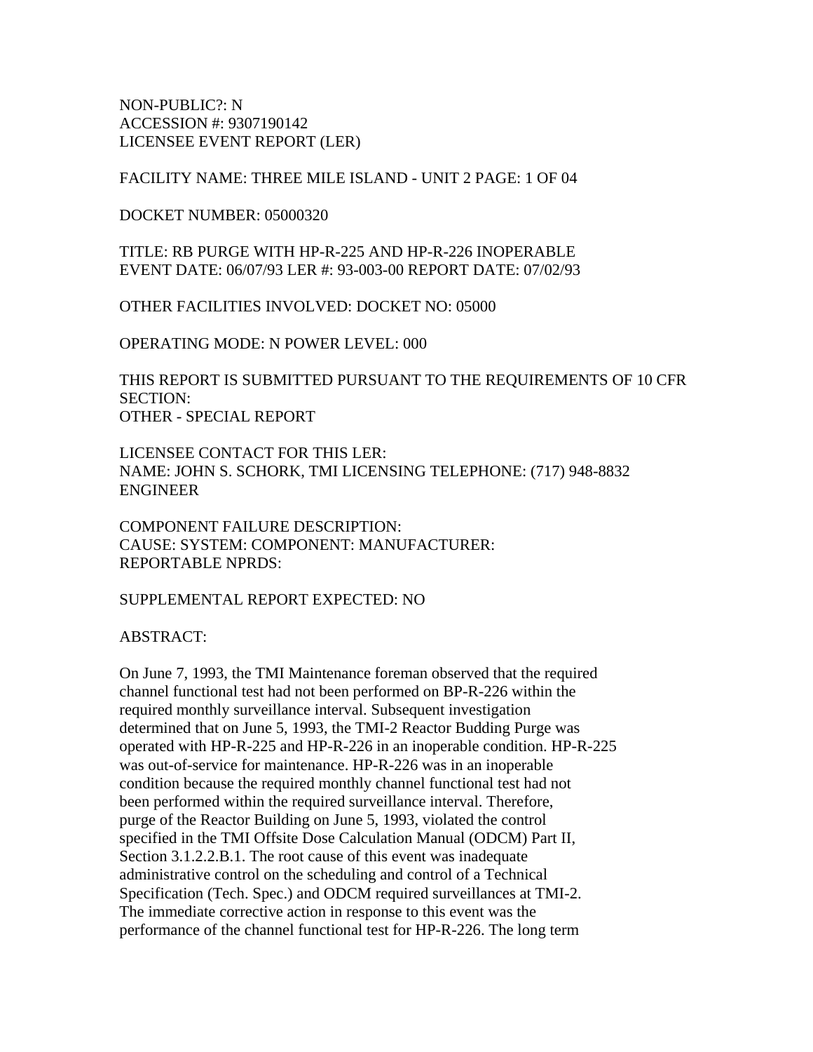NON-PUBLIC?: N
ACCESSION #: 9307190142
LICENSEE EVENT REPORT (LER)

FACILITY NAME: THREE MILE ISLAND - UNIT 2 PAGE: 1 OF 04

DOCKET NUMBER: 05000320

TITLE: RB PURGE WITH HP-R-225 AND HP-R-226 INOPERABLE
EVENT DATE: 06/07/93 LER #: 93-003-00 REPORT DATE: 07/02/93

OTHER FACILITIES INVOLVED: DOCKET NO: 05000

OPERATING MODE: N POWER LEVEL: 000

THIS REPORT IS SUBMITTED PURSUANT TO THE REQUIREMENTS OF 10 CFR SECTION:
OTHER - SPECIAL REPORT

LICENSEE CONTACT FOR THIS LER:
NAME: JOHN S. SCHORK, TMI LICENSING TELEPHONE: (717) 948-8832
ENGINEER

COMPONENT FAILURE DESCRIPTION:
CAUSE: SYSTEM: COMPONENT: MANUFACTURER:
REPORTABLE NPRDS:

SUPPLEMENTAL REPORT EXPECTED: NO

ABSTRACT:

On June 7, 1993, the TMI Maintenance foreman observed that the required channel functional test had not been performed on BP-R-226 within the required monthly surveillance interval. Subsequent investigation determined that on June 5, 1993, the TMI-2 Reactor Budding Purge was operated with HP-R-225 and HP-R-226 in an inoperable condition. HP-R-225 was out-of-service for maintenance. HP-R-226 was in an inoperable condition because the required monthly channel functional test had not been performed within the required surveillance interval. Therefore, purge of the Reactor Building on June 5, 1993, violated the control specified in the TMI Offsite Dose Calculation Manual (ODCM) Part II, Section 3.1.2.2.B.1. The root cause of this event was inadequate administrative control on the scheduling and control of a Technical Specification (Tech. Spec.) and ODCM required surveillances at TMI-2. The immediate corrective action in response to this event was the performance of the channel functional test for HP-R-226. The long term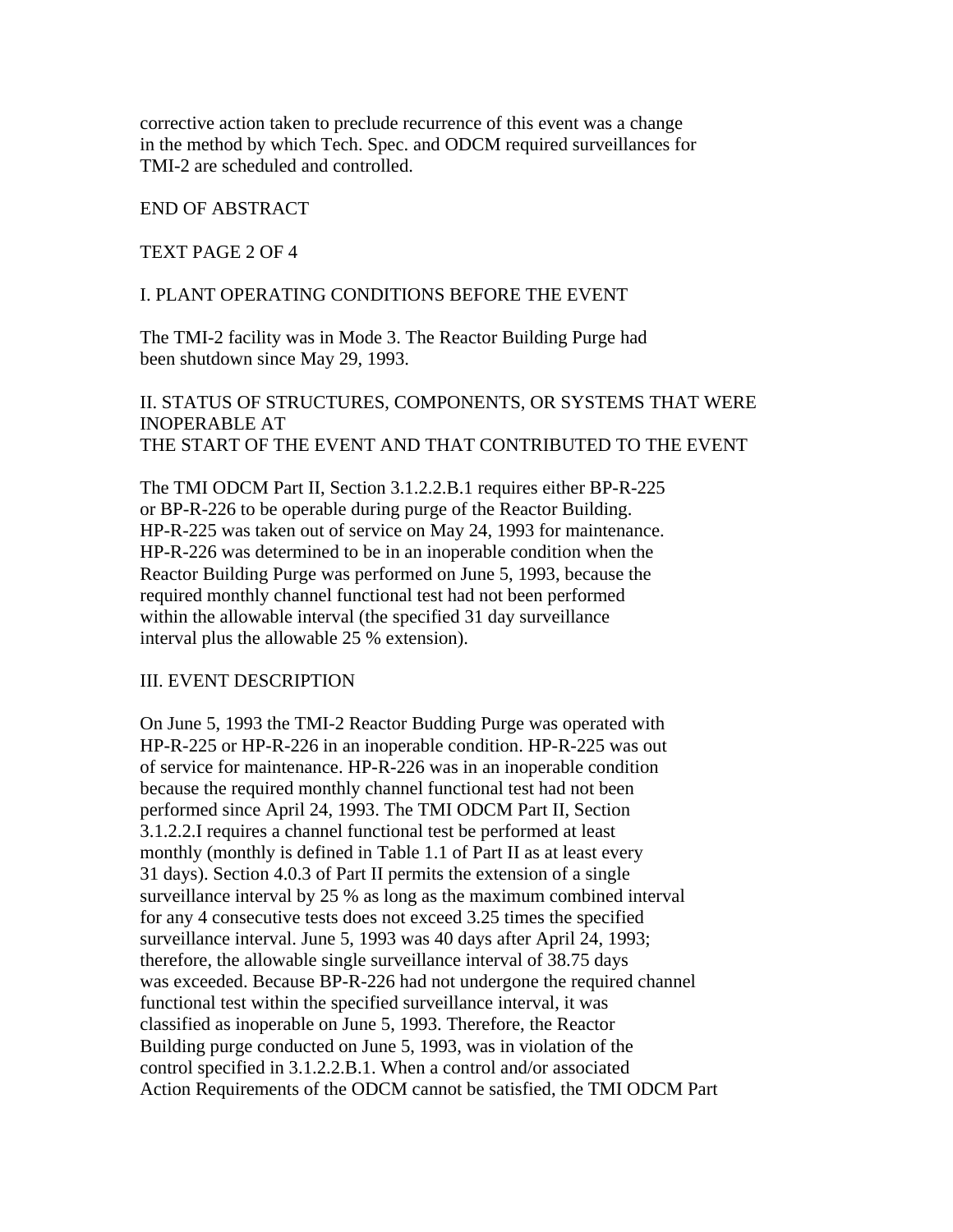corrective action taken to preclude recurrence of this event was a change in the method by which Tech. Spec. and ODCM required surveillances for TMI-2 are scheduled and controlled.

END OF ABSTRACT

TEXT PAGE 2 OF 4

## I. PLANT OPERATING CONDITIONS BEFORE THE EVENT

The TMI-2 facility was in Mode 3. The Reactor Building Purge had been shutdown since May 29, 1993.

## II. STATUS OF STRUCTURES, COMPONENTS, OR SYSTEMS THAT WERE INOPERABLE AT THE START OF THE EVENT AND THAT CONTRIBUTED TO THE EVENT

The TMI ODCM Part II, Section 3.1.2.2.B.1 requires either BP-R-225 or BP-R-226 to be operable during purge of the Reactor Building. HP-R-225 was taken out of service on May 24, 1993 for maintenance. HP-R-226 was determined to be in an inoperable condition when the Reactor Building Purge was performed on June 5, 1993, because the required monthly channel functional test had not been performed within the allowable interval (the specified 31 day surveillance interval plus the allowable 25 % extension).

## III. EVENT DESCRIPTION

On June 5, 1993 the TMI-2 Reactor Budding Purge was operated with HP-R-225 or HP-R-226 in an inoperable condition. HP-R-225 was out of service for maintenance. HP-R-226 was in an inoperable condition because the required monthly channel functional test had not been performed since April 24, 1993. The TMI ODCM Part II, Section 3.1.2.2.I requires a channel functional test be performed at least monthly (monthly is defined in Table 1.1 of Part II as at least every 31 days). Section 4.0.3 of Part II permits the extension of a single surveillance interval by 25 % as long as the maximum combined interval for any 4 consecutive tests does not exceed 3.25 times the specified surveillance interval. June 5, 1993 was 40 days after April 24, 1993; therefore, the allowable single surveillance interval of 38.75 days was exceeded. Because BP-R-226 had not undergone the required channel functional test within the specified surveillance interval, it was classified as inoperable on June 5, 1993. Therefore, the Reactor Building purge conducted on June 5, 1993, was in violation of the control specified in 3.1.2.2.B.1. When a control and/or associated Action Requirements of the ODCM cannot be satisfied, the TMI ODCM Part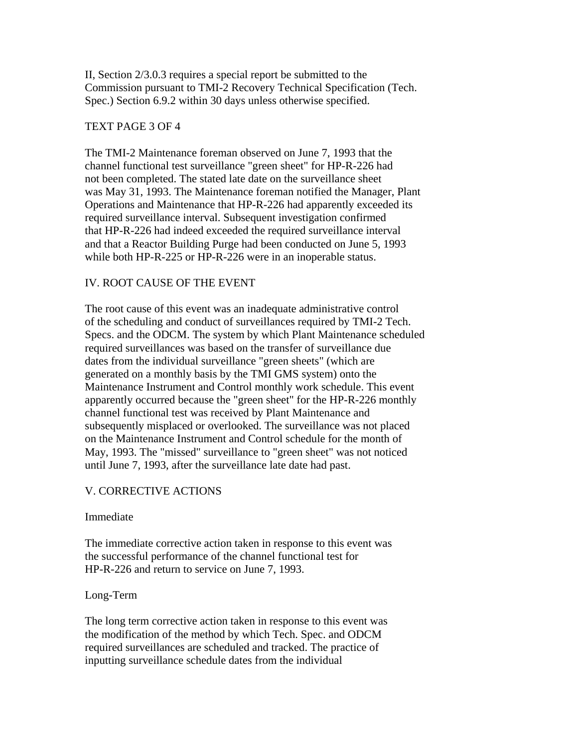II, Section 2/3.0.3 requires a special report be submitted to the Commission pursuant to TMI-2 Recovery Technical Specification (Tech. Spec.) Section 6.9.2 within 30 days unless otherwise specified.

TEXT PAGE 3 OF 4

The TMI-2 Maintenance foreman observed on June 7, 1993 that the channel functional test surveillance "green sheet" for HP-R-226 had not been completed. The stated late date on the surveillance sheet was May 31, 1993. The Maintenance foreman notified the Manager, Plant Operations and Maintenance that HP-R-226 had apparently exceeded its required surveillance interval. Subsequent investigation confirmed that HP-R-226 had indeed exceeded the required surveillance interval and that a Reactor Building Purge had been conducted on June 5, 1993 while both HP-R-225 or HP-R-226 were in an inoperable status.

## IV. ROOT CAUSE OF THE EVENT

The root cause of this event was an inadequate administrative control of the scheduling and conduct of surveillances required by TMI-2 Tech. Specs. and the ODCM. The system by which Plant Maintenance scheduled required surveillances was based on the transfer of surveillance due dates from the individual surveillance "green sheets" (which are generated on a monthly basis by the TMI GMS system) onto the Maintenance Instrument and Control monthly work schedule. This event apparently occurred because the "green sheet" for the HP-R-226 monthly channel functional test was received by Plant Maintenance and subsequently misplaced or overlooked. The surveillance was not placed on the Maintenance Instrument and Control schedule for the month of May, 1993. The "missed" surveillance to "green sheet" was not noticed until June 7, 1993, after the surveillance late date had past.

## V. CORRECTIVE ACTIONS

### Immediate

The immediate corrective action taken in response to this event was the successful performance of the channel functional test for HP-R-226 and return to service on June 7, 1993.

### Long-Term

The long term corrective action taken in response to this event was the modification of the method by which Tech. Spec. and ODCM required surveillances are scheduled and tracked. The practice of inputting surveillance schedule dates from the individual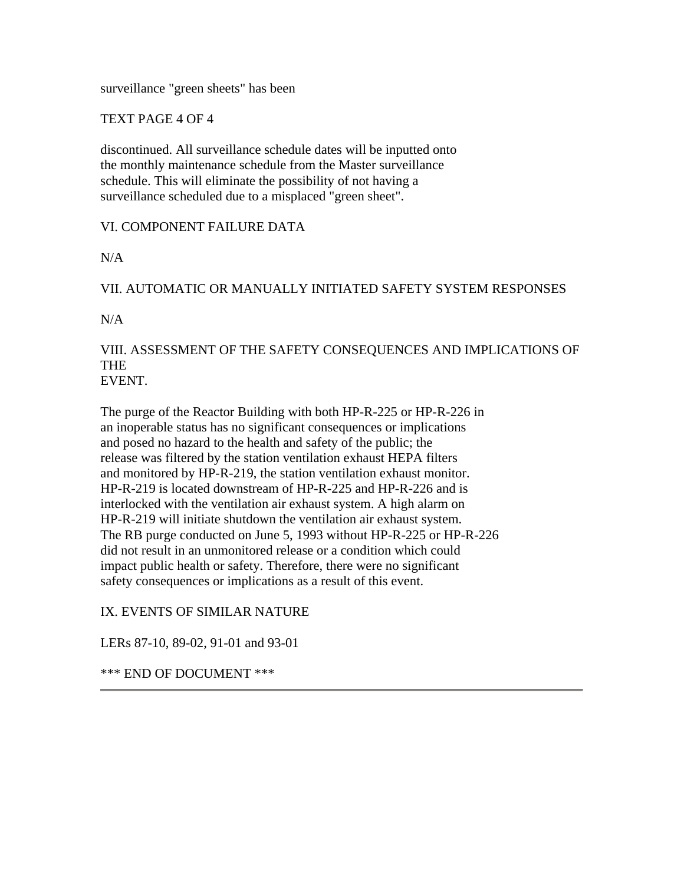surveillance "green sheets" has been

TEXT PAGE 4 OF 4

discontinued. All surveillance schedule dates will be inputted onto the monthly maintenance schedule from the Master surveillance schedule. This will eliminate the possibility of not having a surveillance scheduled due to a misplaced "green sheet".

## VI. COMPONENT FAILURE DATA

N/A

## VII. AUTOMATIC OR MANUALLY INITIATED SAFETY SYSTEM RESPONSES

N/A

## VIII. ASSESSMENT OF THE SAFETY CONSEQUENCES AND IMPLICATIONS OF THE EVENT.

The purge of the Reactor Building with both HP-R-225 or HP-R-226 in an inoperable status has no significant consequences or implications and posed no hazard to the health and safety of the public; the release was filtered by the station ventilation exhaust HEPA filters and monitored by HP-R-219, the station ventilation exhaust monitor. HP-R-219 is located downstream of HP-R-225 and HP-R-226 and is interlocked with the ventilation air exhaust system. A high alarm on HP-R-219 will initiate shutdown the ventilation air exhaust system. The RB purge conducted on June 5, 1993 without HP-R-225 or HP-R-226 did not result in an unmonitored release or a condition which could impact public health or safety. Therefore, there were no significant safety consequences or implications as a result of this event.

## IX. EVENTS OF SIMILAR NATURE

LERs 87-10, 89-02, 91-01 and 93-01

*** END OF DOCUMENT ***

---